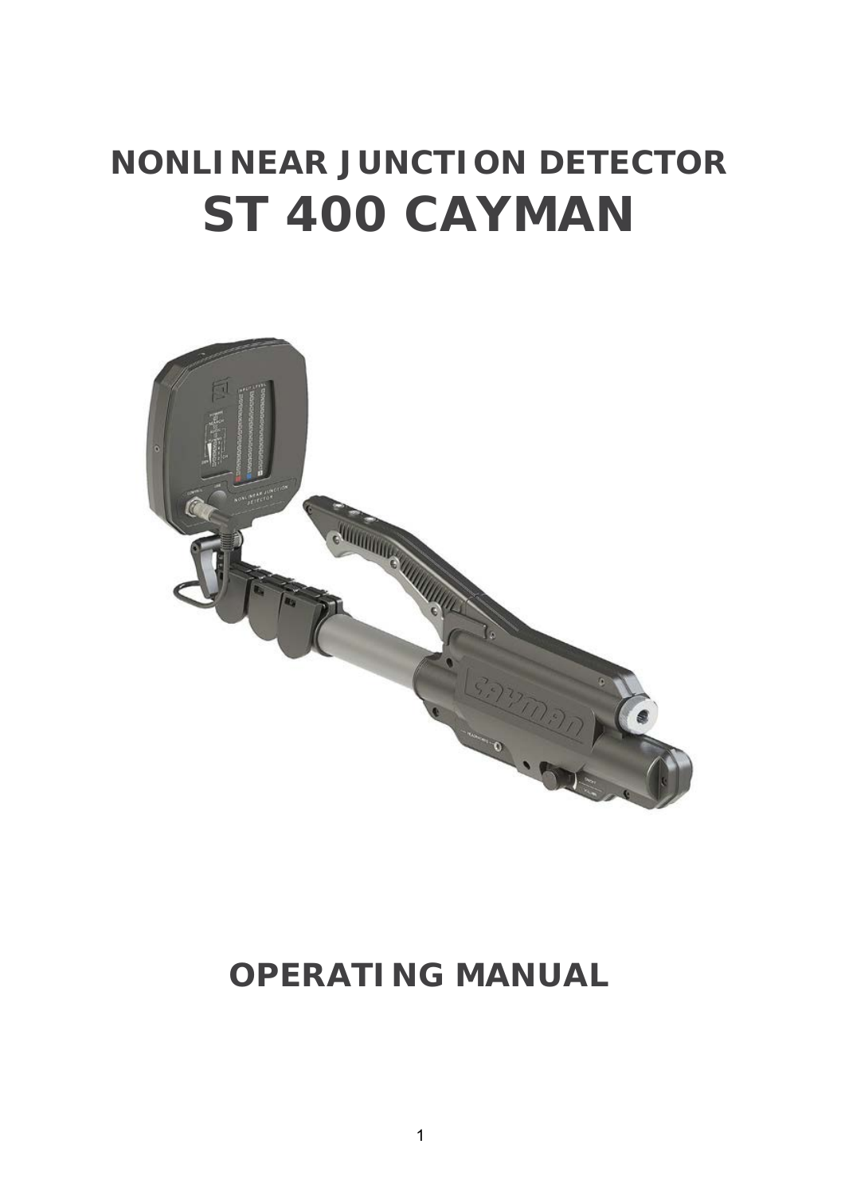# NONLINEAR JUNCTION DETECTOR
# ST 400 CAYMAN

## OPERATING MANUAL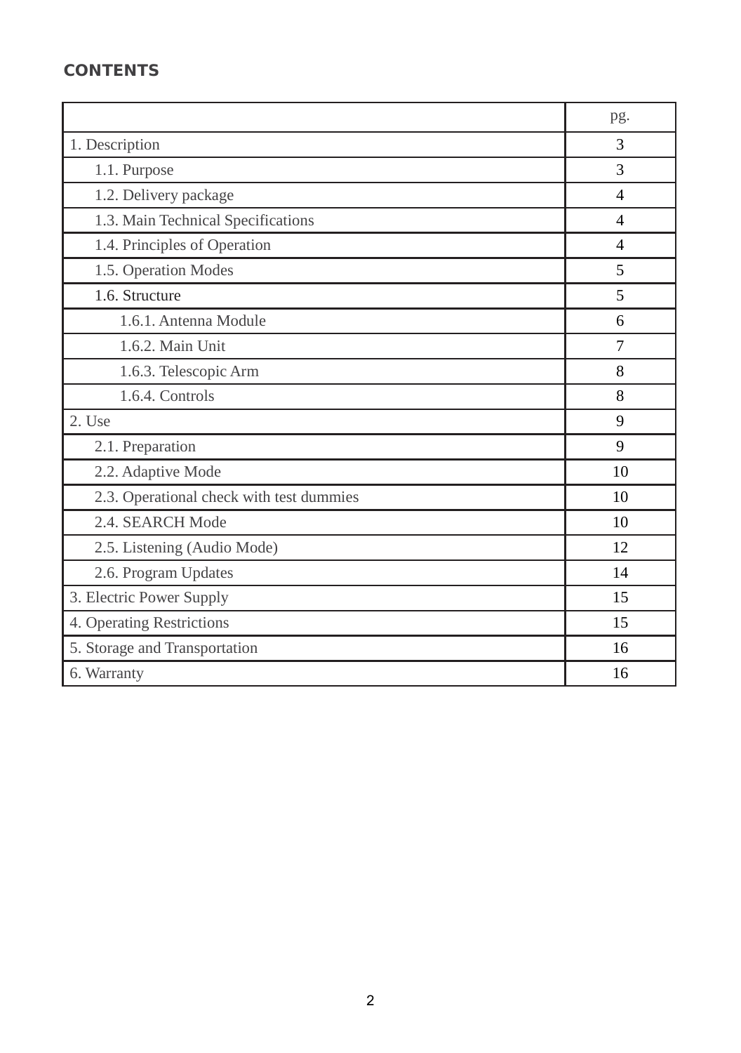## CONTENTS

| | pg. |
|---|---|
| 1. Description | 3 |
| 1.1. Purpose | 3 |
| 1.2. Delivery package | 4 |
| 1.3. Main Technical Specifications | 4 |
| 1.4. Principles of Operation | 4 |
| 1.5. Operation Modes | 5 |
| 1.6. Structure | 5 |
| 1.6.1. Antenna Module | 6 |
| 1.6.2. Main Unit | 7 |
| 1.6.3. Telescopic Arm | 8 |
| 1.6.4. Controls | 8 |
| 2. Use | 9 |
| 2.1. Preparation | 9 |
| 2.2. Adaptive Mode | 10 |
| 2.3. Operational check with test dummies | 10 |
| 2.4. SEARCH Mode | 10 |
| 2.5. Listening (Audio Mode) | 12 |
| 2.6. Program Updates | 14 |
| 3. Electric Power Supply | 15 |
| 4. Operating Restrictions | 15 |
| 5. Storage and Transportation | 16 |
| 6. Warranty | 16 |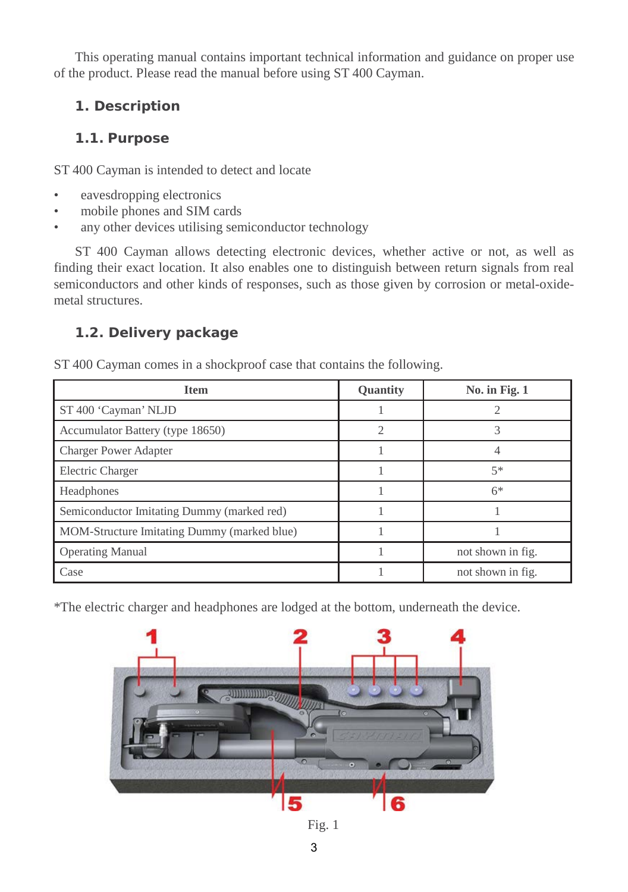This operating manual contains important technical information and guidance on proper use of the product. Please read the manual before using ST 400 Cayman.

# 1. Description

## 1.1. Purpose

ST 400 Cayman is intended to detect and locate

- eavesdropping electronics
- mobile phones and SIM cards
- any other devices utilising semiconductor technology

ST 400 Cayman allows detecting electronic devices, whether active or not, as well as finding their exact location. It also enables one to distinguish between return signals from real semiconductors and other kinds of responses, such as those given by corrosion or metal-oxide-metal structures.

## 1.2. Delivery package

ST 400 Cayman comes in a shockproof case that contains the following.

| Item | Quantity | No. in Fig. 1 |
|---|---|---|
| ST 400 'Cayman' NLJD | 1 | 2 |
| Accumulator Battery (type 18650) | 2 | 3 |
| Charger Power Adapter | 1 | 4 |
| Electric Charger | 1 | 5* |
| Headphones | 1 | 6* |
| Semiconductor Imitating Dummy (marked red) | 1 | 1 |
| MOM-Structure Imitating Dummy (marked blue) | 1 | 1 |
| Operating Manual | 1 | not shown in fig. |
| Case | 1 | not shown in fig. |

*The electric charger and headphones are lodged at the bottom, underneath the device.

Fig. 1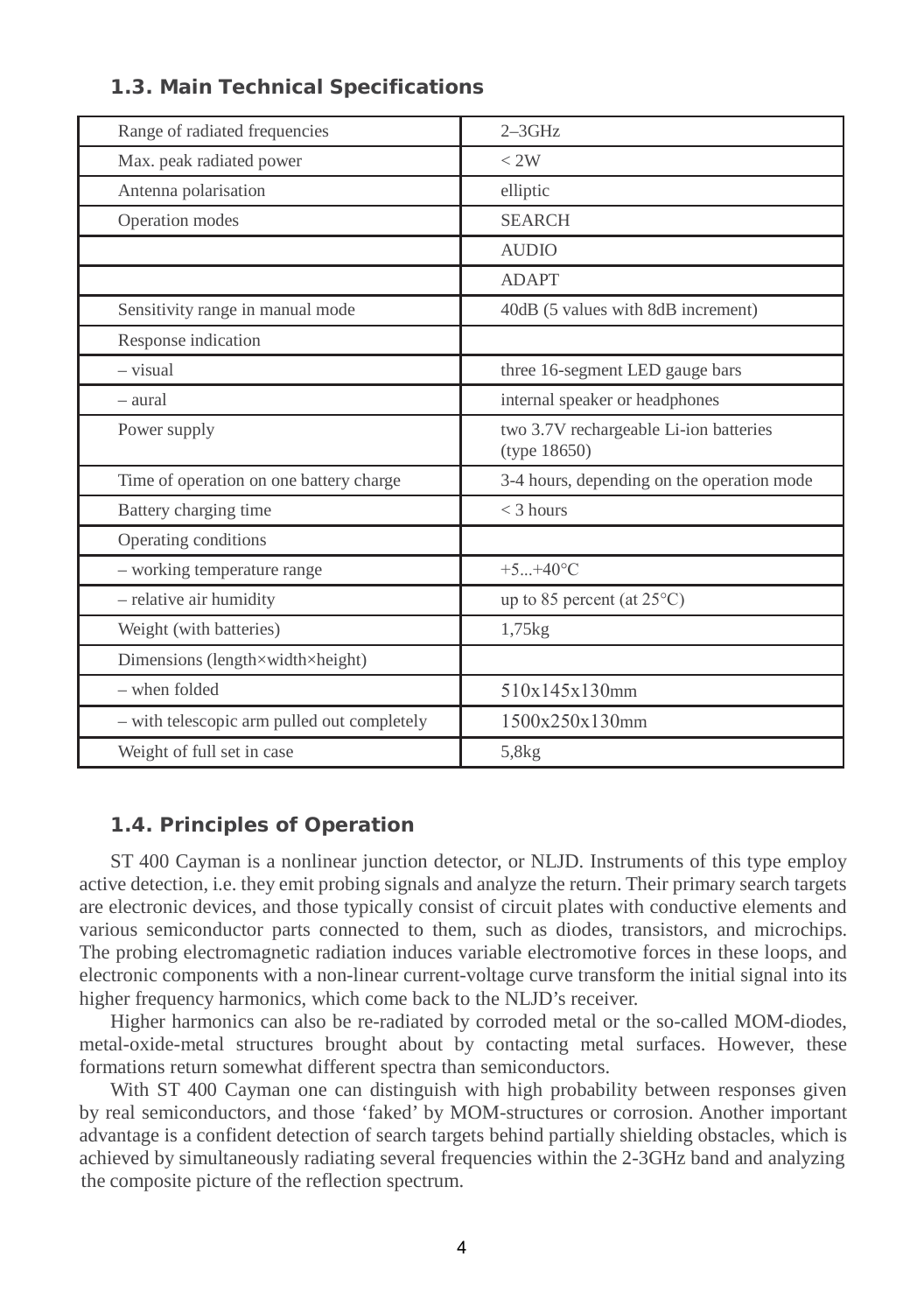## 1.3. Main Technical Specifications

| | |
|---|---|
| Range of radiated frequencies | 2–3GHz |
| Max. peak radiated power | < 2W |
| Antenna polarisation | elliptic |
| Operation modes | SEARCH |
| | AUDIO |
| | ADAPT |
| Sensitivity range in manual mode | 40dB (5 values with 8dB increment) |
| Response indication | |
| – visual | three 16-segment LED gauge bars |
| – aural | internal speaker or headphones |
| Power supply | two 3.7V rechargeable Li-ion batteries (type 18650) |
| Time of operation on one battery charge | 3-4 hours, depending on the operation mode |
| Battery charging time | < 3 hours |
| Operating conditions | |
| – working temperature range | +5...+40°C |
| – relative air humidity | up to 85 percent (at 25°C) |
| Weight (with batteries) | 1,75kg |
| Dimensions (length×width×height) | |
| – when folded | 510x145x130mm |
| – with telescopic arm pulled out completely | 1500x250x130mm |
| Weight of full set in case | 5,8kg |

## 1.4. Principles of Operation

ST 400 Cayman is a nonlinear junction detector, or NLJD. Instruments of this type employ active detection, i.e. they emit probing signals and analyze the return. Their primary search targets are electronic devices, and those typically consist of circuit plates with conductive elements and various semiconductor parts connected to them, such as diodes, transistors, and microchips. The probing electromagnetic radiation induces variable electromotive forces in these loops, and electronic components with a non-linear current-voltage curve transform the initial signal into its higher frequency harmonics, which come back to the NLJD's receiver.

Higher harmonics can also be re-radiated by corroded metal or the so-called MOM-diodes, metal-oxide-metal structures brought about by contacting metal surfaces. However, these formations return somewhat different spectra than semiconductors.

With ST 400 Cayman one can distinguish with high probability between responses given by real semiconductors, and those 'faked' by MOM-structures or corrosion. Another important advantage is a confident detection of search targets behind partially shielding obstacles, which is achieved by simultaneously radiating several frequencies within the 2-3GHz band and analyzing the composite picture of the reflection spectrum.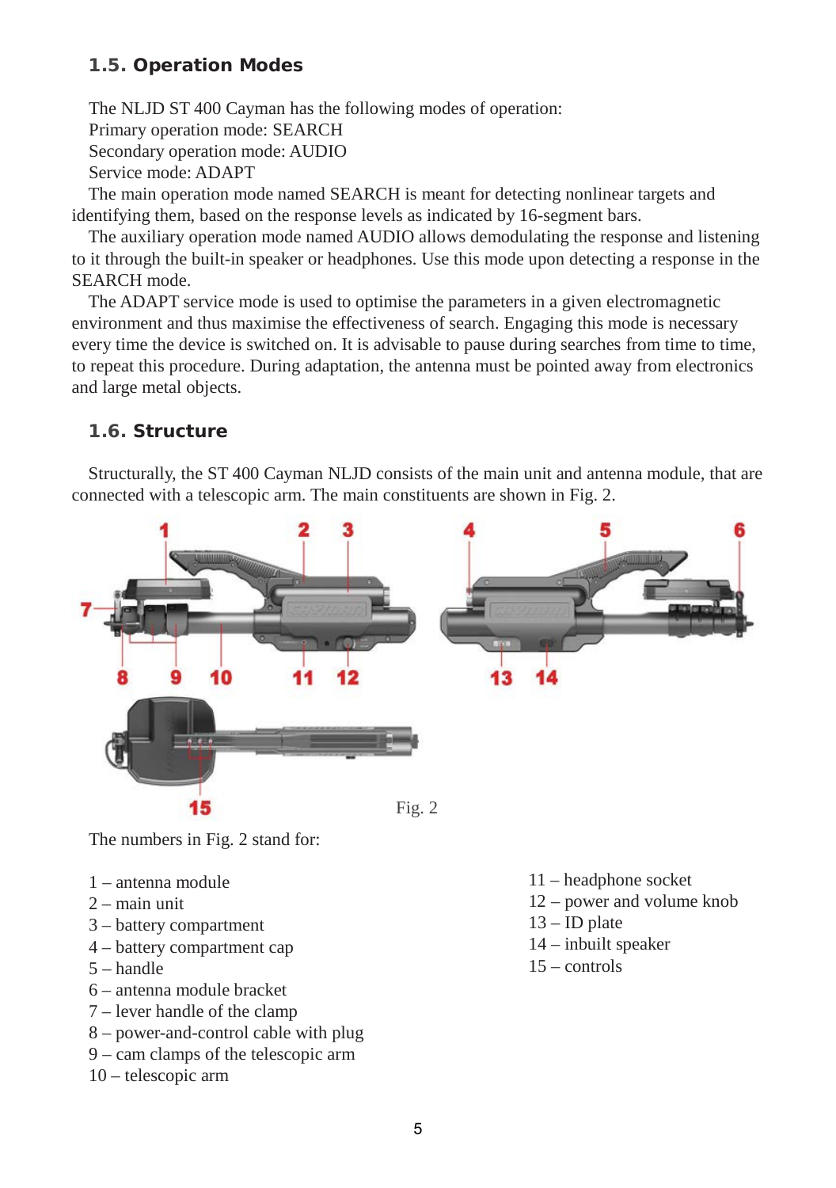## 1.5. Operation Modes

The NLJD ST 400 Cayman has the following modes of operation:
Primary operation mode: SEARCH
Secondary operation mode: AUDIO
Service mode: ADAPT

The main operation mode named SEARCH is meant for detecting nonlinear targets and identifying them, based on the response levels as indicated by 16-segment bars.

The auxiliary operation mode named AUDIO allows demodulating the response and listening to it through the built-in speaker or headphones. Use this mode upon detecting a response in the SEARCH mode.

The ADAPT service mode is used to optimise the parameters in a given electromagnetic environment and thus maximise the effectiveness of search. Engaging this mode is necessary every time the device is switched on. It is advisable to pause during searches from time to time, to repeat this procedure. During adaptation, the antenna must be pointed away from electronics and large metal objects.

## 1.6. Structure

Structurally, the ST 400 Cayman NLJD consists of the main unit and antenna module, that are connected with a telescopic arm. The main constituents are shown in Fig. 2.

Fig. 2

The numbers in Fig. 2 stand for:

1 – antenna module
2 – main unit
3 – battery compartment
4 – battery compartment cap
5 – handle
6 – antenna module bracket
7 – lever handle of the clamp
8 – power-and-control cable with plug
9 – cam clamps of the telescopic arm
10 – telescopic arm
11 – headphone socket
12 – power and volume knob
13 – ID plate
14 – inbuilt speaker
15 – controls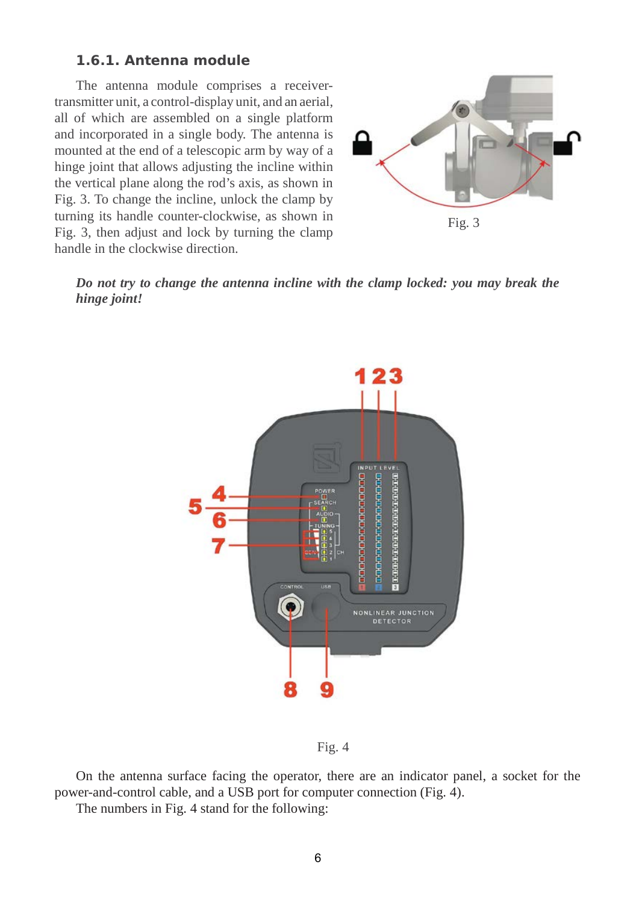### 1.6.1. Antenna module

The antenna module comprises a receiver-transmitter unit, a control-display unit, and an aerial, all of which are assembled on a single platform and incorporated in a single body. The antenna is mounted at the end of a telescopic arm by way of a hinge joint that allows adjusting the incline within the vertical plane along the rod's axis, as shown in Fig. 3. To change the incline, unlock the clamp by turning its handle counter-clockwise, as shown in Fig. 3, then adjust and lock by turning the clamp handle in the clockwise direction.

Fig. 3

***Do not try to change the antenna incline with the clamp locked: you may break the hinge joint!***

Fig. 4

On the antenna surface facing the operator, there are an indicator panel, a socket for the power-and-control cable, and a USB port for computer connection (Fig. 4).

The numbers in Fig. 4 stand for the following: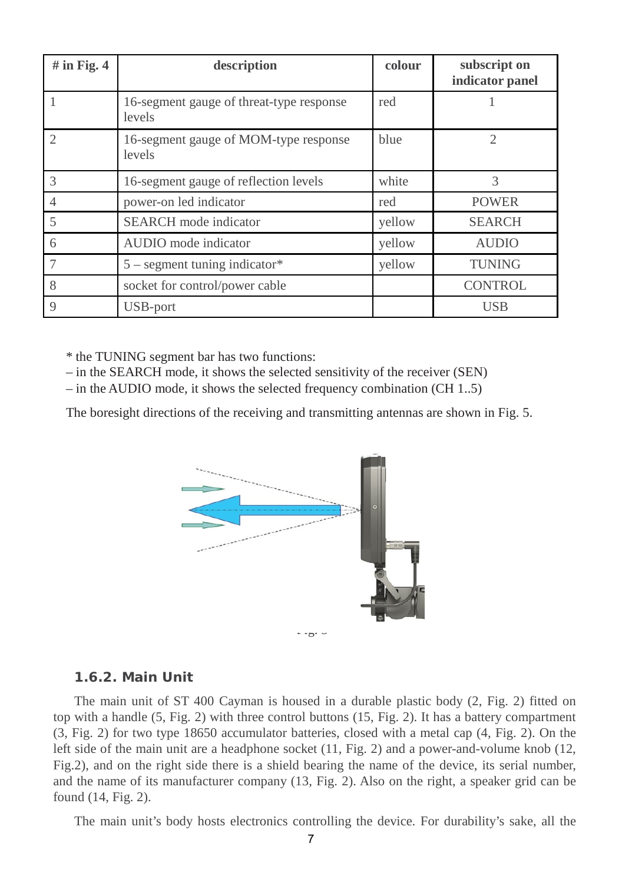| # in Fig. 4 | description | colour | subscript on indicator panel |
|---|---|---|---|
| 1 | 16-segment gauge of threat-type response levels | red | 1 |
| 2 | 16-segment gauge of MOM-type response levels | blue | 2 |
| 3 | 16-segment gauge of reflection levels | white | 3 |
| 4 | power-on led indicator | red | POWER |
| 5 | SEARCH mode indicator | yellow | SEARCH |
| 6 | AUDIO mode indicator | yellow | AUDIO |
| 7 | 5 – segment tuning indicator* | yellow | TUNING |
| 8 | socket for control/power cable | | CONTROL |
| 9 | USB-port | | USB |

* the TUNING segment bar has two functions:

– in the SEARCH mode, it shows the selected sensitivity of the receiver (SEN)

– in the AUDIO mode, it shows the selected frequency combination (CH 1..5)

The boresight directions of the receiving and transmitting antennas are shown in Fig. 5.

Fig. 5

### 1.6.2. Main Unit

The main unit of ST 400 Cayman is housed in a durable plastic body (2, Fig. 2) fitted on top with a handle (5, Fig. 2) with three control buttons (15, Fig. 2). It has a battery compartment (3, Fig. 2) for two type 18650 accumulator batteries, closed with a metal cap (4, Fig. 2). On the left side of the main unit are a headphone socket (11, Fig. 2) and a power-and-volume knob (12, Fig.2), and on the right side there is a shield bearing the name of the device, its serial number, and the name of its manufacturer company (13, Fig. 2). Also on the right, a speaker grid can be found (14, Fig. 2).

The main unit's body hosts electronics controlling the device. For durability's sake, all the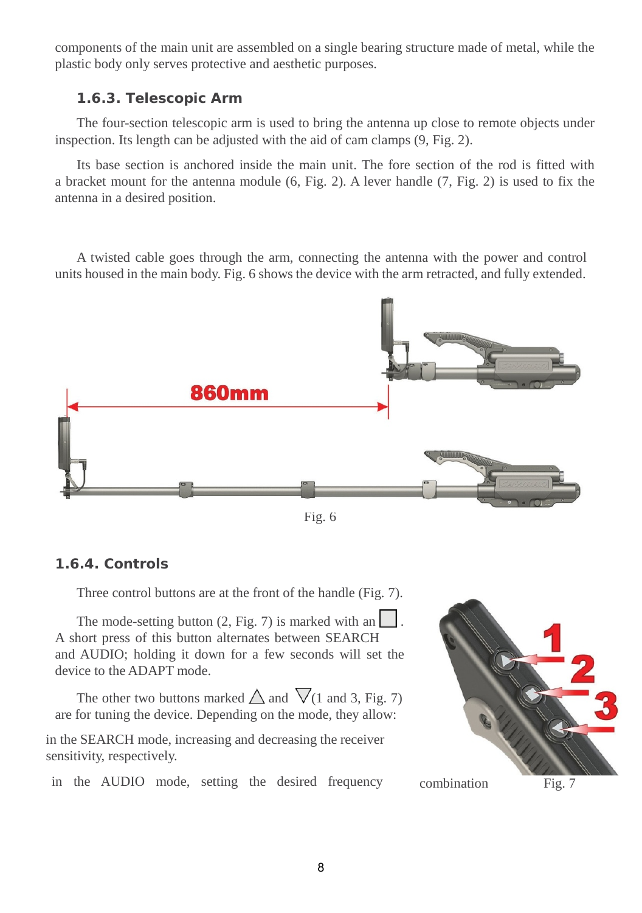components of the main unit are assembled on a single bearing structure made of metal, while the plastic body only serves protective and aesthetic purposes.

### 1.6.3. Telescopic Arm

The four-section telescopic arm is used to bring the antenna up close to remote objects under inspection. Its length can be adjusted with the aid of cam clamps (9, Fig. 2).

Its base section is anchored inside the main unit. The fore section of the rod is fitted with a bracket mount for the antenna module (6, Fig. 2). A lever handle (7, Fig. 2) is used to fix the antenna in a desired position.

A twisted cable goes through the arm, connecting the antenna with the power and control units housed in the main body. Fig. 6 shows the device with the arm retracted, and fully extended.

860mm

Fig. 6

### 1.6.4. Controls

Three control buttons are at the front of the handle (Fig. 7).

The mode-setting button (2, Fig. 7) is marked with an □. A short press of this button alternates between SEARCH and AUDIO; holding it down for a few seconds will set the device to the ADAPT mode.

The other two buttons marked △ and ▽ (1 and 3, Fig. 7) are for tuning the device. Depending on the mode, they allow:

in the SEARCH mode, increasing and decreasing the receiver sensitivity, respectively.

in the AUDIO mode, setting the desired frequency combination

Fig. 7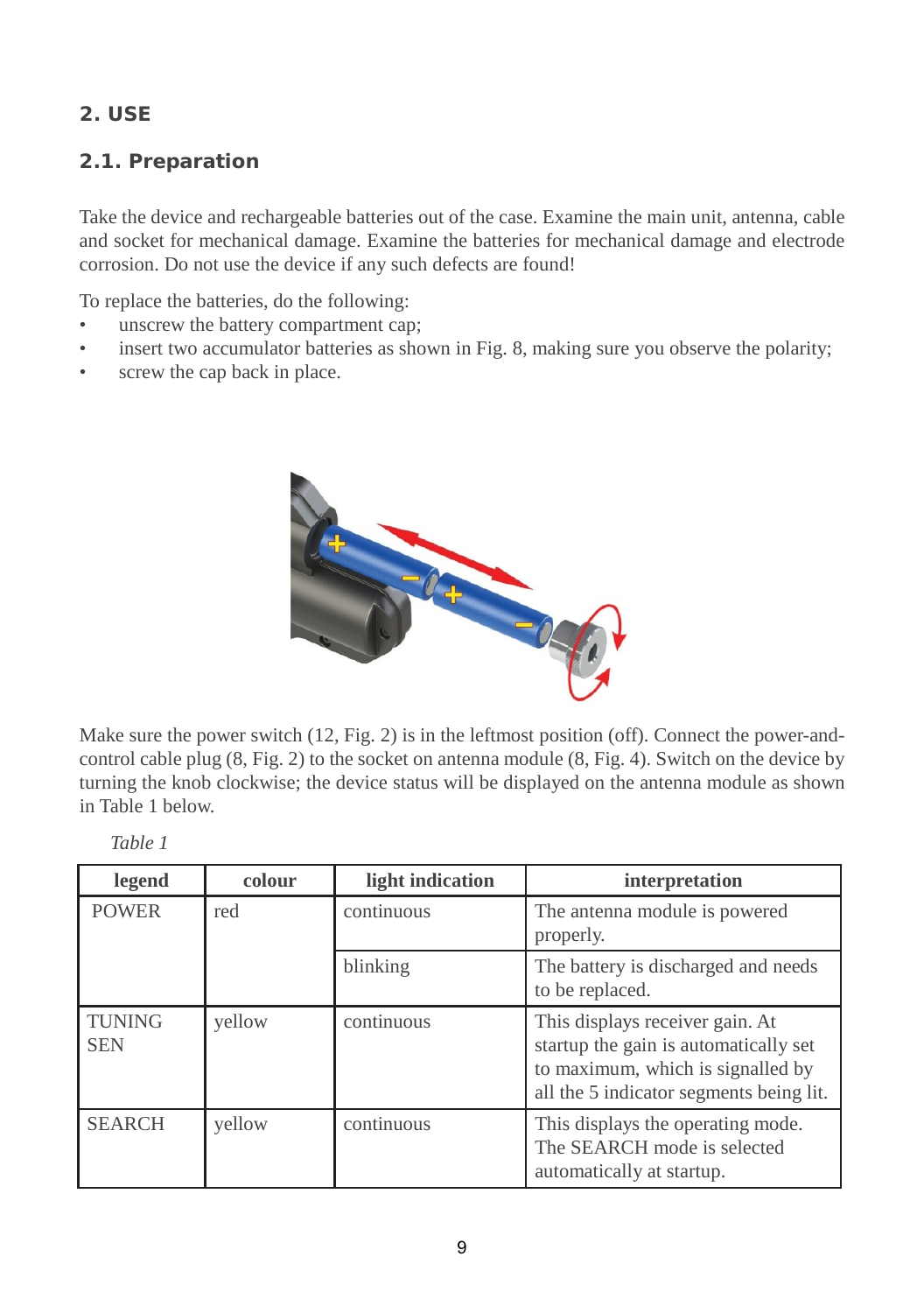## 2. USE

### 2.1. Preparation

Take the device and rechargeable batteries out of the case. Examine the main unit, antenna, cable and socket for mechanical damage. Examine the batteries for mechanical damage and electrode corrosion. Do not use the device if any such defects are found!

To replace the batteries, do the following:

- unscrew the battery compartment cap;
- insert two accumulator batteries as shown in Fig. 8, making sure you observe the polarity;
- screw the cap back in place.

Make sure the power switch (12, Fig. 2) is in the leftmost position (off). Connect the power-and-control cable plug (8, Fig. 2) to the socket on antenna module (8, Fig. 4). Switch on the device by turning the knob clockwise; the device status will be displayed on the antenna module as shown in Table 1 below.

*Table 1*

| legend | colour | light indication | interpretation |
|---|---|---|---|
| POWER | red | continuous | The antenna module is powered properly. |
| | | blinking | The battery is discharged and needs to be replaced. |
| TUNING SEN | yellow | continuous | This displays receiver gain. At startup the gain is automatically set to maximum, which is signalled by all the 5 indicator segments being lit. |
| SEARCH | yellow | continuous | This displays the operating mode. The SEARCH mode is selected automatically at startup. |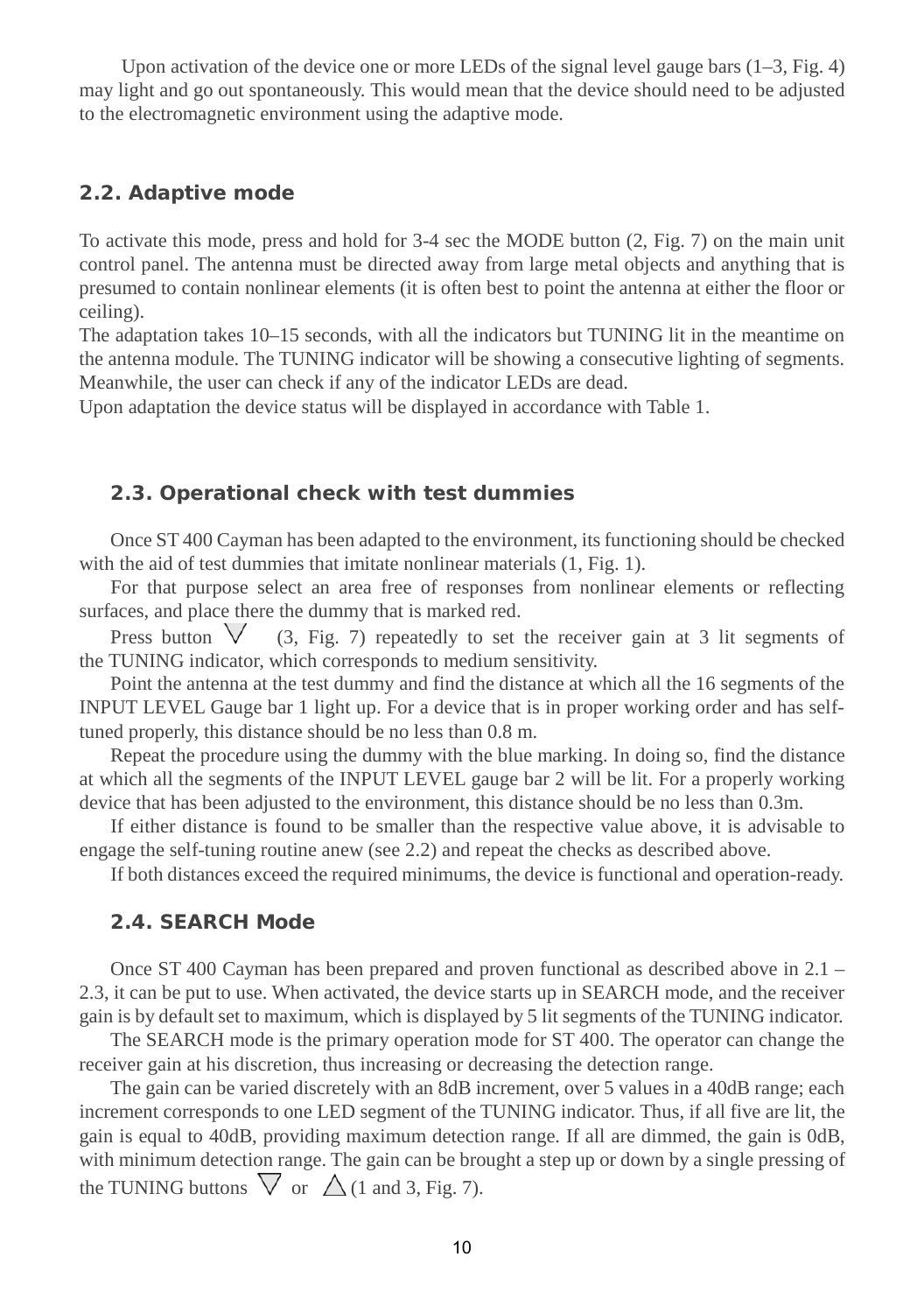Upon activation of the device one or more LEDs of the signal level gauge bars (1–3, Fig. 4) may light and go out spontaneously. This would mean that the device should need to be adjusted to the electromagnetic environment using the adaptive mode.

## 2.2. Adaptive mode

To activate this mode, press and hold for 3-4 sec the MODE button (2, Fig. 7) on the main unit control panel. The antenna must be directed away from large metal objects and anything that is presumed to contain nonlinear elements (it is often best to point the antenna at either the floor or ceiling).

The adaptation takes 10–15 seconds, with all the indicators but TUNING lit in the meantime on the antenna module. The TUNING indicator will be showing a consecutive lighting of segments. Meanwhile, the user can check if any of the indicator LEDs are dead.

Upon adaptation the device status will be displayed in accordance with Table 1.

## 2.3. Operational check with test dummies

Once ST 400 Cayman has been adapted to the environment, its functioning should be checked with the aid of test dummies that imitate nonlinear materials (1, Fig. 1).

For that purpose select an area free of responses from nonlinear elements or reflecting surfaces, and place there the dummy that is marked red.

Press button ▽ (3, Fig. 7) repeatedly to set the receiver gain at 3 lit segments of the TUNING indicator, which corresponds to medium sensitivity.

Point the antenna at the test dummy and find the distance at which all the 16 segments of the INPUT LEVEL Gauge bar 1 light up. For a device that is in proper working order and has self-tuned properly, this distance should be no less than 0.8 m.

Repeat the procedure using the dummy with the blue marking. In doing so, find the distance at which all the segments of the INPUT LEVEL gauge bar 2 will be lit. For a properly working device that has been adjusted to the environment, this distance should be no less than 0.3m.

If either distance is found to be smaller than the respective value above, it is advisable to engage the self-tuning routine anew (see 2.2) and repeat the checks as described above.

If both distances exceed the required minimums, the device is functional and operation-ready.

## 2.4. SEARCH Mode

Once ST 400 Cayman has been prepared and proven functional as described above in 2.1 – 2.3, it can be put to use. When activated, the device starts up in SEARCH mode, and the receiver gain is by default set to maximum, which is displayed by 5 lit segments of the TUNING indicator.

The SEARCH mode is the primary operation mode for ST 400. The operator can change the receiver gain at his discretion, thus increasing or decreasing the detection range.

The gain can be varied discretely with an 8dB increment, over 5 values in a 40dB range; each increment corresponds to one LED segment of the TUNING indicator. Thus, if all five are lit, the gain is equal to 40dB, providing maximum detection range. If all are dimmed, the gain is 0dB, with minimum detection range. The gain can be brought a step up or down by a single pressing of the TUNING buttons ▽ or △ (1 and 3, Fig. 7).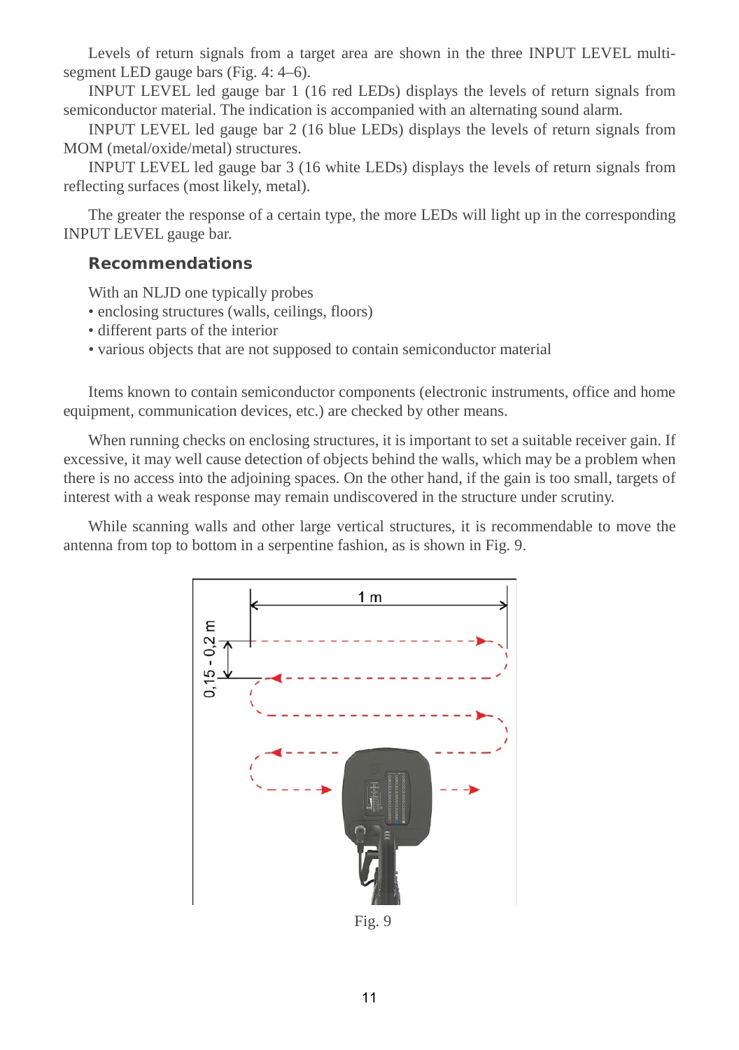Levels of return signals from a target area are shown in the three INPUT LEVEL multi-segment LED gauge bars (Fig. 4: 4–6).

INPUT LEVEL led gauge bar 1 (16 red LEDs) displays the levels of return signals from semiconductor material. The indication is accompanied with an alternating sound alarm.

INPUT LEVEL led gauge bar 2 (16 blue LEDs) displays the levels of return signals from MOM (metal/oxide/metal) structures.

INPUT LEVEL led gauge bar 3 (16 white LEDs) displays the levels of return signals from reflecting surfaces (most likely, metal).

The greater the response of a certain type, the more LEDs will light up in the corresponding INPUT LEVEL gauge bar.

## Recommendations

With an NLJD one typically probes
- enclosing structures (walls, ceilings, floors)
- different parts of the interior
- various objects that are not supposed to contain semiconductor material

Items known to contain semiconductor components (electronic instruments, office and home equipment, communication devices, etc.) are checked by other means.

When running checks on enclosing structures, it is important to set a suitable receiver gain. If excessive, it may well cause detection of objects behind the walls, which may be a problem when there is no access into the adjoining spaces. On the other hand, if the gain is too small, targets of interest with a weak response may remain undiscovered in the structure under scrutiny.

While scanning walls and other large vertical structures, it is recommendable to move the antenna from top to bottom in a serpentine fashion, as is shown in Fig. 9.

Fig. 9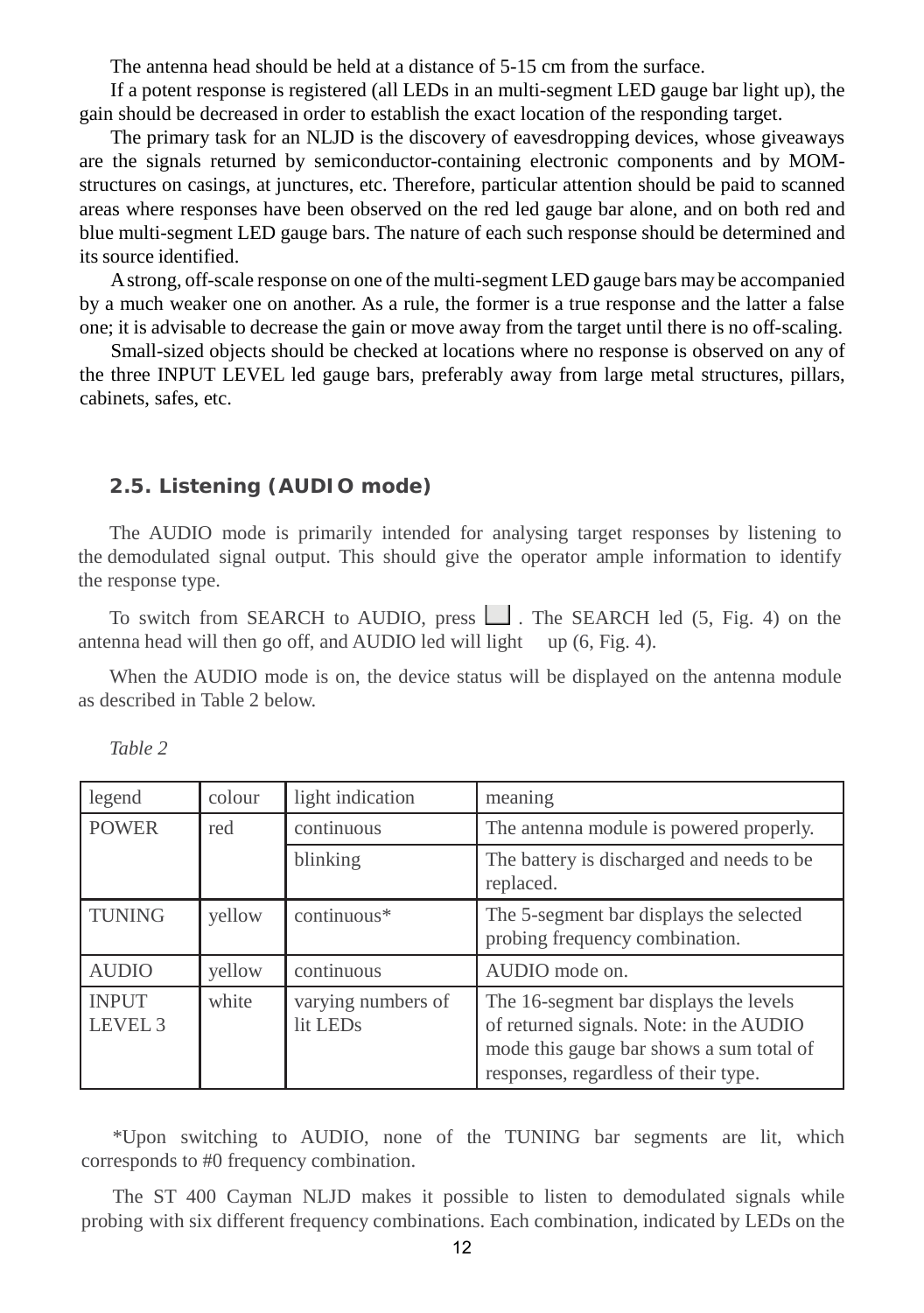The antenna head should be held at a distance of 5-15 cm from the surface.

If a potent response is registered (all LEDs in an multi-segment LED gauge bar light up), the gain should be decreased in order to establish the exact location of the responding target.

The primary task for an NLJD is the discovery of eavesdropping devices, whose giveaways are the signals returned by semiconductor-containing electronic components and by MOM-structures on casings, at junctures, etc. Therefore, particular attention should be paid to scanned areas where responses have been observed on the red led gauge bar alone, and on both red and blue multi-segment LED gauge bars. The nature of each such response should be determined and its source identified.

A strong, off-scale response on one of the multi-segment LED gauge bars may be accompanied by a much weaker one on another. As a rule, the former is a true response and the latter a false one; it is advisable to decrease the gain or move away from the target until there is no off-scaling.

Small-sized objects should be checked at locations where no response is observed on any of the three INPUT LEVEL led gauge bars, preferably away from large metal structures, pillars, cabinets, safes, etc.

## 2.5. Listening (AUDIO mode)

The AUDIO mode is primarily intended for analysing target responses by listening to the demodulated signal output. This should give the operator ample information to identify the response type.

To switch from SEARCH to AUDIO, press ☐. The SEARCH led (5, Fig. 4) on the antenna head will then go off, and AUDIO led will light up (6, Fig. 4).

When the AUDIO mode is on, the device status will be displayed on the antenna module as described in Table 2 below.

*Table 2*

| legend | colour | light indication | meaning |
|---|---|---|---|
| POWER | red | continuous | The antenna module is powered properly. |
| | | blinking | The battery is discharged and needs to be replaced. |
| TUNING | yellow | continuous* | The 5-segment bar displays the selected probing frequency combination. |
| AUDIO | yellow | continuous | AUDIO mode on. |
| INPUT LEVEL 3 | white | varying numbers of lit LEDs | The 16-segment bar displays the levels of returned signals. Note: in the AUDIO mode this gauge bar shows a sum total of responses, regardless of their type. |

*Upon switching to AUDIO, none of the TUNING bar segments are lit, which corresponds to #0 frequency combination.

The ST 400 Cayman NLJD makes it possible to listen to demodulated signals while probing with six different frequency combinations. Each combination, indicated by LEDs on the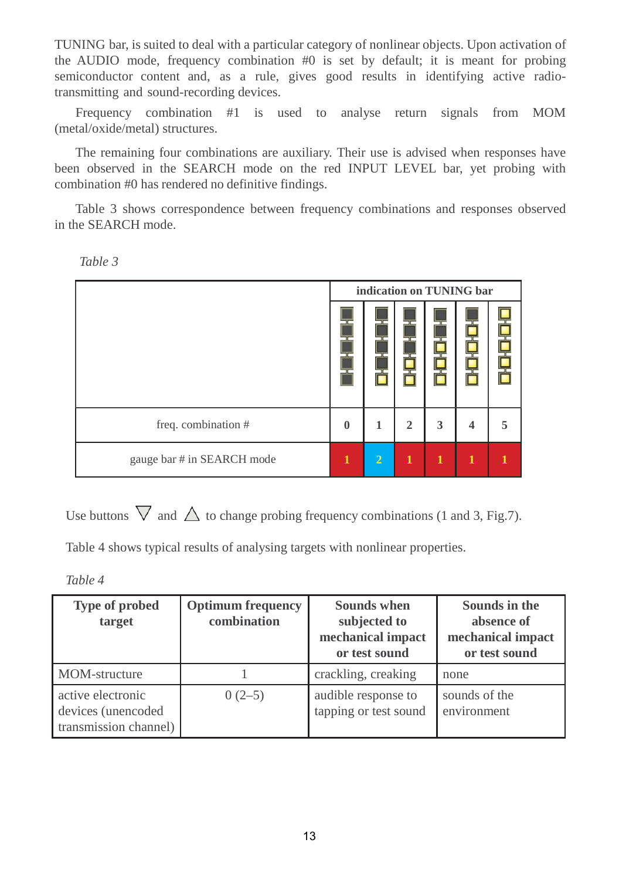TUNING bar, is suited to deal with a particular category of nonlinear objects. Upon activation of the AUDIO mode, frequency combination #0 is set by default; it is meant for probing semiconductor content and, as a rule, gives good results in identifying active radio-transmitting and sound-recording devices.

Frequency combination #1 is used to analyse return signals from MOM (metal/oxide/metal) structures.

The remaining four combinations are auxiliary. Their use is advised when responses have been observed in the SEARCH mode on the red INPUT LEVEL bar, yet probing with combination #0 has rendered no definitive findings.

Table 3 shows correspondence between frequency combinations and responses observed in the SEARCH mode.

*Table 3*

| | indication on TUNING bar | | | | | |
|---|---|---|---|---|---|---|
| freq. combination # | **0** | **1** | **2** | **3** | **4** | **5** |
| gauge bar # in SEARCH mode | **1** | **2** | **1** | **1** | **1** | **1** |

Use buttons ▽ and △ to change probing frequency combinations (1 and 3, Fig.7).

Table 4 shows typical results of analysing targets with nonlinear properties.

*Table 4*

| **Type of probed target** | **Optimum frequency combination** | **Sounds when subjected to mechanical impact or test sound** | **Sounds in the absence of mechanical impact or test sound** |
|---|---|---|---|
| MOM-structure | 1 | crackling, creaking | none |
| active electronic devices (unencoded transmission channel) | 0 (2–5) | audible response to tapping or test sound | sounds of the environment |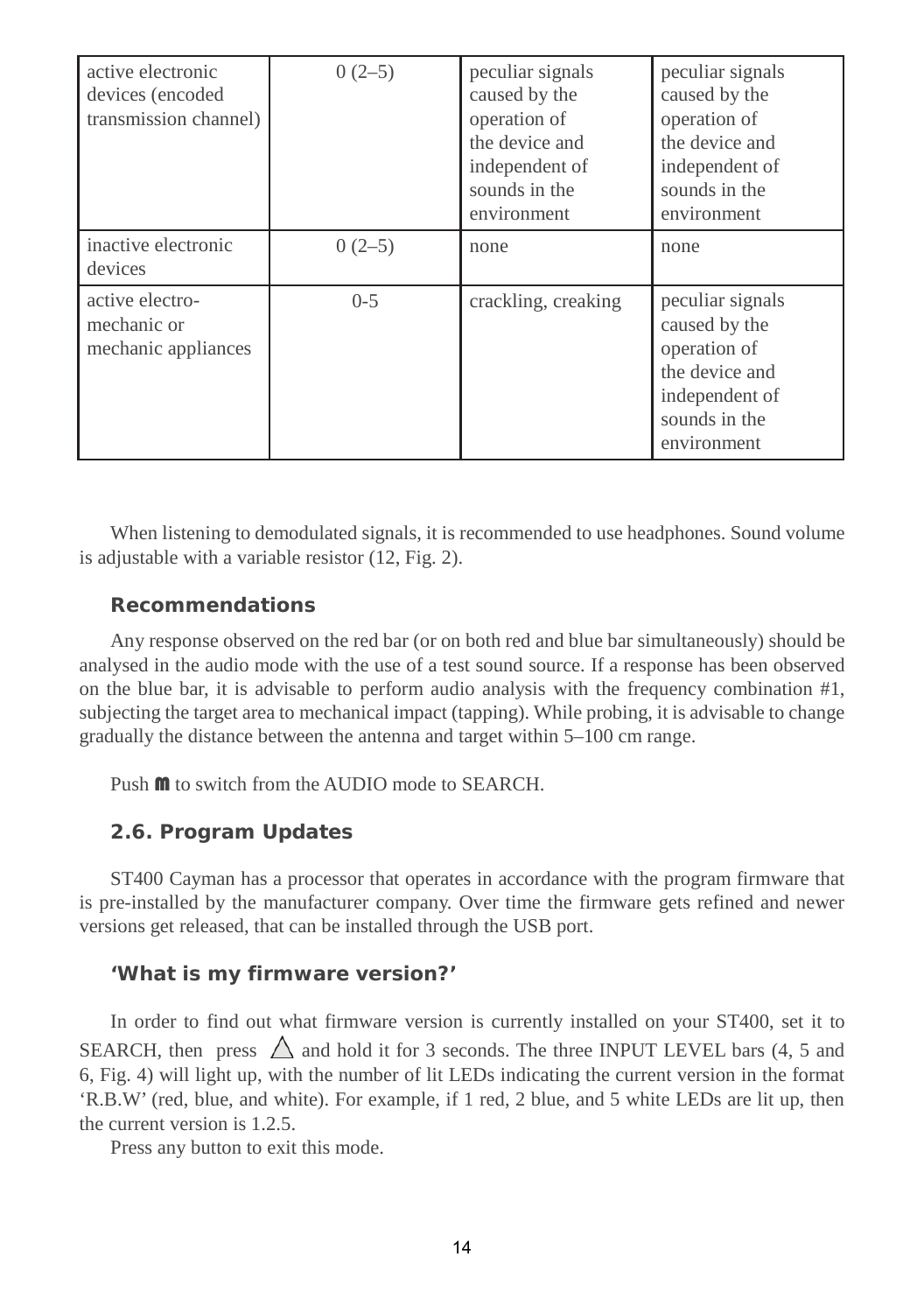| active electronic devices (encoded transmission channel) | 0 (2–5) | peculiar signals caused by the operation of the device and independent of sounds in the environment | peculiar signals caused by the operation of the device and independent of sounds in the environment |
|---|---|---|---|
| inactive electronic devices | 0 (2–5) | none | none |
| active electro-mechanic or mechanic appliances | 0-5 | crackling, creaking | peculiar signals caused by the operation of the device and independent of sounds in the environment |

When listening to demodulated signals, it is recommended to use headphones. Sound volume is adjustable with a variable resistor (12, Fig. 2).

### Recommendations

Any response observed on the red bar (or on both red and blue bar simultaneously) should be analysed in the audio mode with the use of a test sound source. If a response has been observed on the blue bar, it is advisable to perform audio analysis with the frequency combination #1, subjecting the target area to mechanical impact (tapping). While probing, it is advisable to change gradually the distance between the antenna and target within 5–100 cm range.

Push **M** to switch from the AUDIO mode to SEARCH.

## 2.6. Program Updates

ST400 Cayman has a processor that operates in accordance with the program firmware that is pre-installed by the manufacturer company. Over time the firmware gets refined and newer versions get released, that can be installed through the USB port.

### 'What is my firmware version?'

In order to find out what firmware version is currently installed on your ST400, set it to SEARCH, then press △ and hold it for 3 seconds. The three INPUT LEVEL bars (4, 5 and 6, Fig. 4) will light up, with the number of lit LEDs indicating the current version in the format 'R.B.W' (red, blue, and white). For example, if 1 red, 2 blue, and 5 white LEDs are lit up, then the current version is 1.2.5.

Press any button to exit this mode.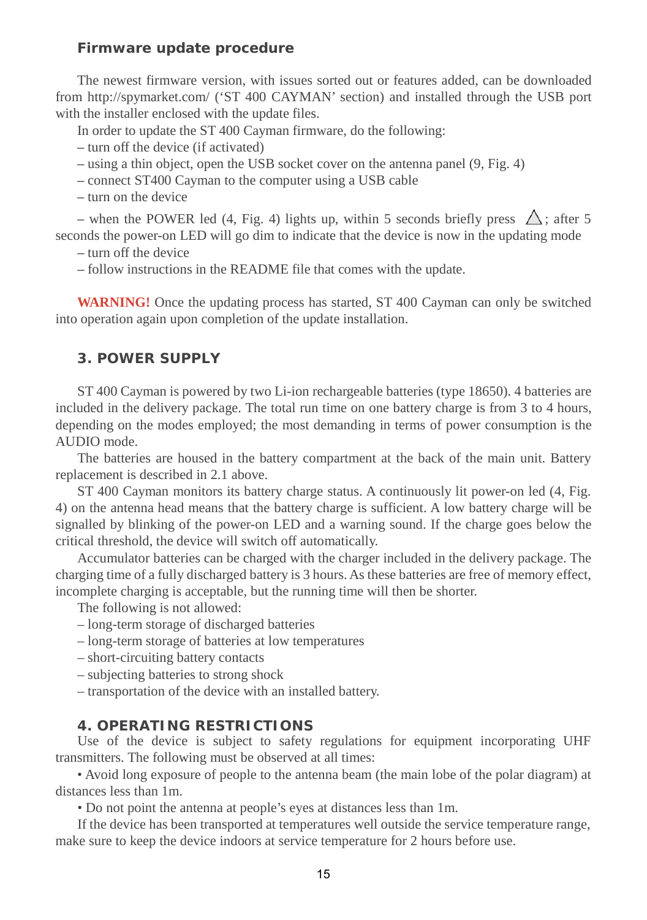### Firmware update procedure

The newest firmware version, with issues sorted out or features added, can be downloaded from http://spymarket.com/ ('ST 400 CAYMAN' section) and installed through the USB port with the installer enclosed with the update files.

In order to update the ST 400 Cayman firmware, do the following:

– turn off the device (if activated)

– using a thin object, open the USB socket cover on the antenna panel (9, Fig. 4)

– connect ST400 Cayman to the computer using a USB cable

– turn on the device

– when the POWER led (4, Fig. 4) lights up, within 5 seconds briefly press △; after 5 seconds the power-on LED will go dim to indicate that the device is now in the updating mode

– turn off the device

– follow instructions in the README file that comes with the update.

**WARNING!** Once the updating process has started, ST 400 Cayman can only be switched into operation again upon completion of the update installation.

## 3. POWER SUPPLY

ST 400 Cayman is powered by two Li-ion rechargeable batteries (type 18650). 4 batteries are included in the delivery package. The total run time on one battery charge is from 3 to 4 hours, depending on the modes employed; the most demanding in terms of power consumption is the AUDIO mode.

The batteries are housed in the battery compartment at the back of the main unit. Battery replacement is described in 2.1 above.

ST 400 Cayman monitors its battery charge status. A continuously lit power-on led (4, Fig. 4) on the antenna head means that the battery charge is sufficient. A low battery charge will be signalled by blinking of the power-on LED and a warning sound. If the charge goes below the critical threshold, the device will switch off automatically.

Accumulator batteries can be charged with the charger included in the delivery package. The charging time of a fully discharged battery is 3 hours. As these batteries are free of memory effect, incomplete charging is acceptable, but the running time will then be shorter.

The following is not allowed:

– long-term storage of discharged batteries

– long-term storage of batteries at low temperatures

– short-circuiting battery contacts

– subjecting batteries to strong shock

– transportation of the device with an installed battery.

## 4. OPERATING RESTRICTIONS

Use of the device is subject to safety regulations for equipment incorporating UHF transmitters. The following must be observed at all times:

• Avoid long exposure of people to the antenna beam (the main lobe of the polar diagram) at distances less than 1m.

• Do not point the antenna at people's eyes at distances less than 1m.

If the device has been transported at temperatures well outside the service temperature range, make sure to keep the device indoors at service temperature for 2 hours before use.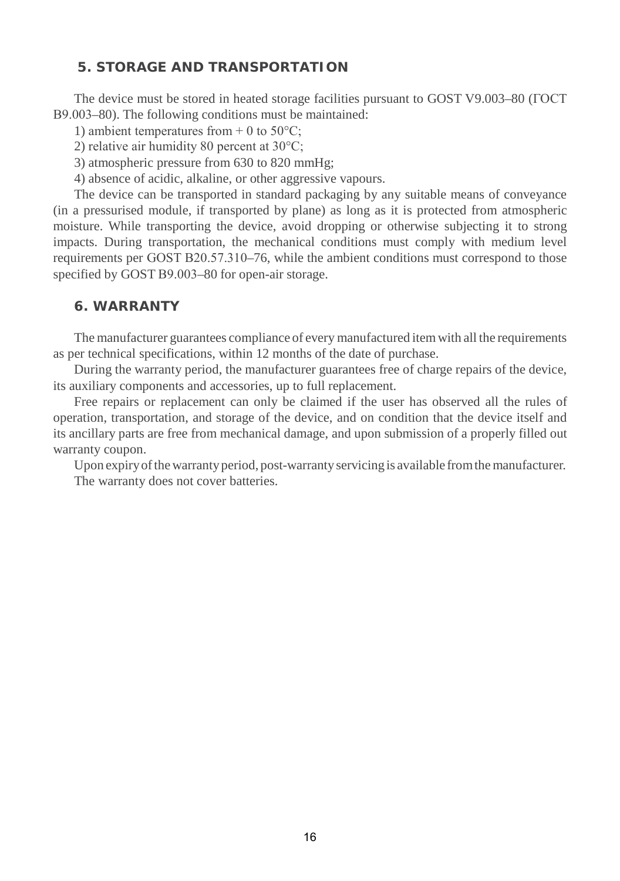## 5. STORAGE AND TRANSPORTATION

The device must be stored in heated storage facilities pursuant to GOST V9.003–80 (ГОСТ В9.003–80). The following conditions must be maintained:

1) ambient temperatures from + 0 to 50°C;

2) relative air humidity 80 percent at 30°C;

3) atmospheric pressure from 630 to 820 mmHg;

4) absence of acidic, alkaline, or other aggressive vapours.

The device can be transported in standard packaging by any suitable means of conveyance (in a pressurised module, if transported by plane) as long as it is protected from atmospheric moisture. While transporting the device, avoid dropping or otherwise subjecting it to strong impacts. During transportation, the mechanical conditions must comply with medium level requirements per GOST B20.57.310–76, while the ambient conditions must correspond to those specified by GOST B9.003–80 for open-air storage.

## 6. WARRANTY

The manufacturer guarantees compliance of every manufactured item with all the requirements as per technical specifications, within 12 months of the date of purchase.

During the warranty period, the manufacturer guarantees free of charge repairs of the device, its auxiliary components and accessories, up to full replacement.

Free repairs or replacement can only be claimed if the user has observed all the rules of operation, transportation, and storage of the device, and on condition that the device itself and its ancillary parts are free from mechanical damage, and upon submission of a properly filled out warranty coupon.

Upon expiry of the warranty period, post-warranty servicing is available from the manufacturer.

The warranty does not cover batteries.